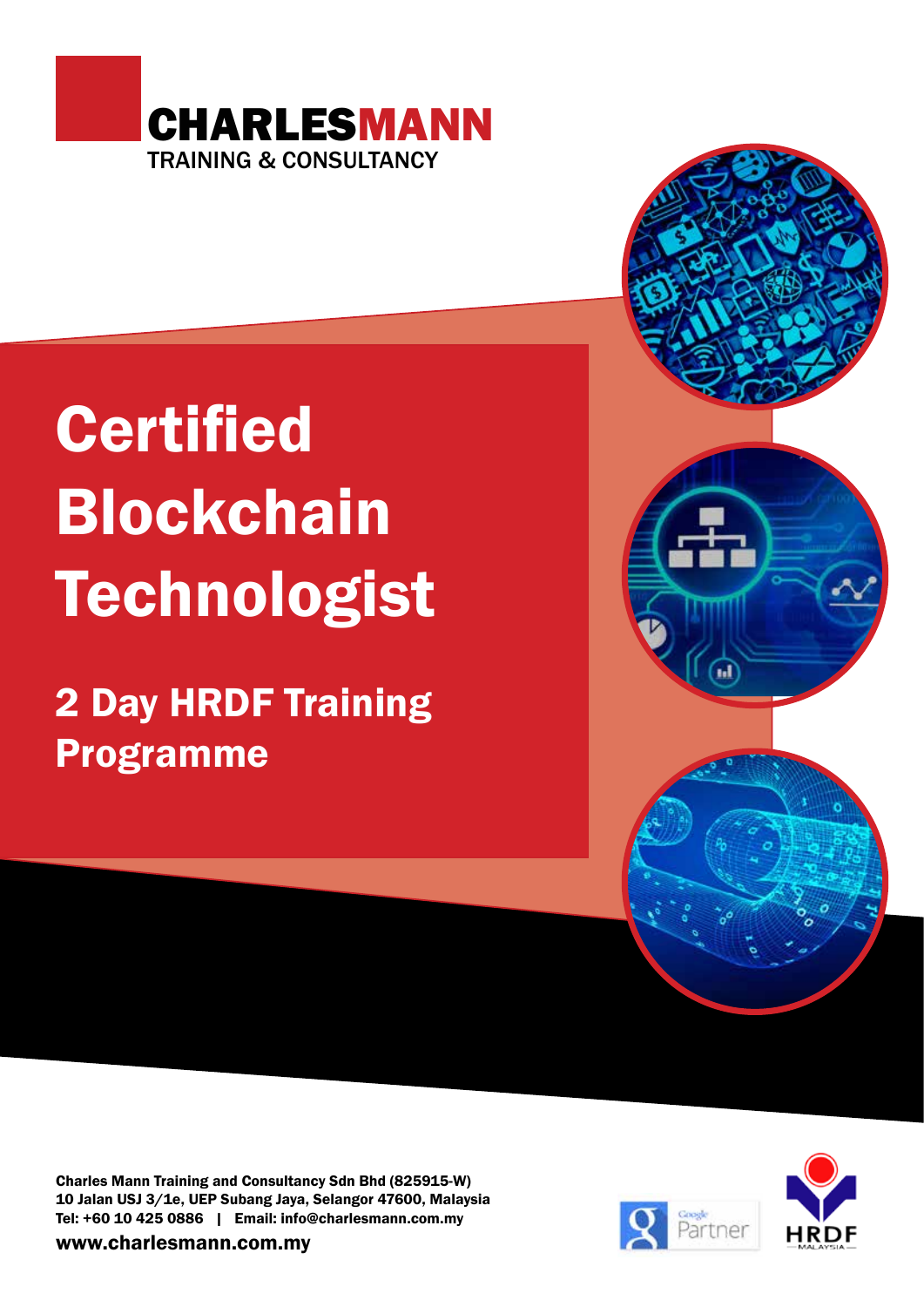**CHARLESMANN**
TRAINING & CONSULTANCY

# Certified Blockchain Technologist

## 2 Day HRDF Training Programme

**Charles Mann Training and Consultancy Sdn Bhd (825915-W)**
**10 Jalan USJ 3/1e, UEP Subang Jaya, Selangor 47600, Malaysia**
**Tel: +60 10 425 0886 | Email: info@charlesmann.com.my**
**www.charlesmann.com.my**

Google Partner

HRDF MALAYSIA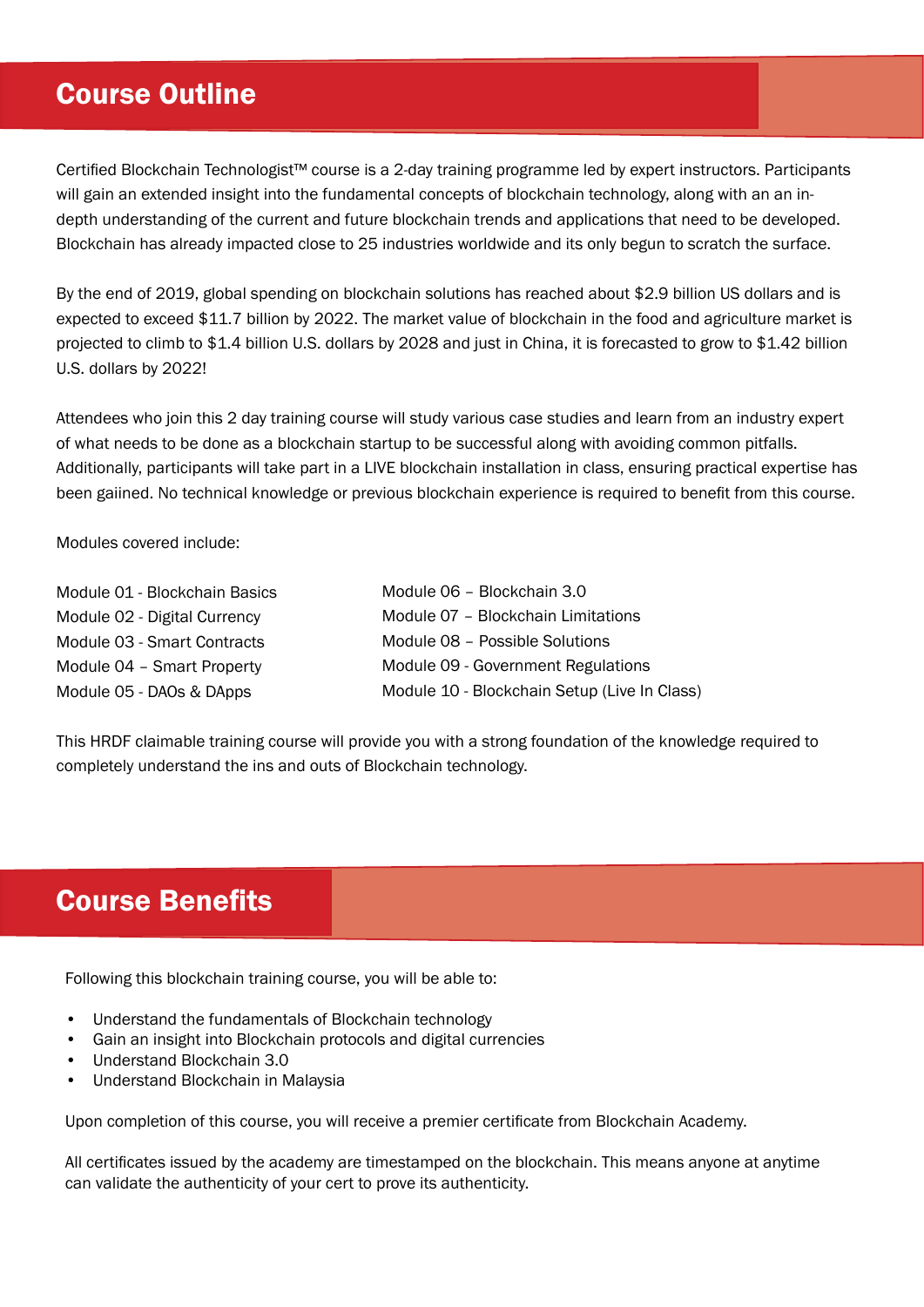## Course Outline

Certified Blockchain Technologist™ course is a 2-day training programme led by expert instructors. Participants will gain an extended insight into the fundamental concepts of blockchain technology, along with an an in-depth understanding of the current and future blockchain trends and applications that need to be developed. Blockchain has already impacted close to 25 industries worldwide and its only begun to scratch the surface.

By the end of 2019, global spending on blockchain solutions has reached about $2.9 billion US dollars and is expected to exceed $11.7 billion by 2022. The market value of blockchain in the food and agriculture market is projected to climb to $1.4 billion U.S. dollars by 2028 and just in China, it is forecasted to grow to $1.42 billion U.S. dollars by 2022!

Attendees who join this 2 day training course will study various case studies and learn from an industry expert of what needs to be done as a blockchain startup to be successful along with avoiding common pitfalls. Additionally, participants will take part in a LIVE blockchain installation in class, ensuring practical expertise has been gaiined. No technical knowledge or previous blockchain experience is required to benefit from this course.

Modules covered include:

- Module 01 - Blockchain Basics
- Module 02 - Digital Currency
- Module 03 - Smart Contracts
- Module 04 – Smart Property
- Module 05 - DAOs & DApps
- Module 06 – Blockchain 3.0
- Module 07 – Blockchain Limitations
- Module 08 – Possible Solutions
- Module 09 - Government Regulations
- Module 10 - Blockchain Setup (Live In Class)

This HRDF claimable training course will provide you with a strong foundation of the knowledge required to completely understand the ins and outs of Blockchain technology.

## Course Benefits

Following this blockchain training course, you will be able to:

- Understand the fundamentals of Blockchain technology
- Gain an insight into Blockchain protocols and digital currencies
- Understand Blockchain 3.0
- Understand Blockchain in Malaysia

Upon completion of this course, you will receive a premier certificate from Blockchain Academy.

All certificates issued by the academy are timestamped on the blockchain. This means anyone at anytime can validate the authenticity of your cert to prove its authenticity.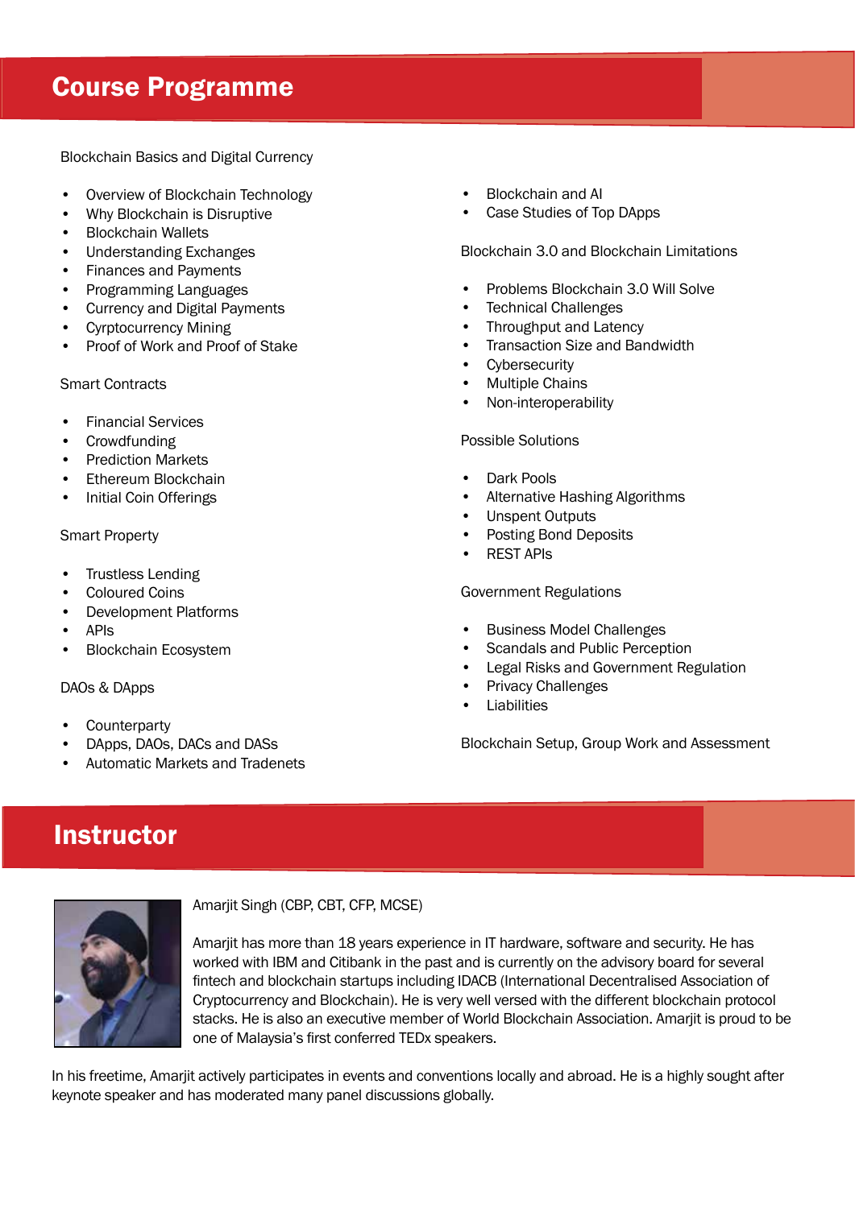## Course Programme

Blockchain Basics and Digital Currency

- Overview of Blockchain Technology
- Why Blockchain is Disruptive
- Blockchain Wallets
- Understanding Exchanges
- Finances and Payments
- Programming Languages
- Currency and Digital Payments
- Cyrptocurrency Mining
- Proof of Work and Proof of Stake

Smart Contracts

- Financial Services
- Crowdfunding
- Prediction Markets
- Ethereum Blockchain
- Initial Coin Offerings

Smart Property

- Trustless Lending
- Coloured Coins
- Development Platforms
- APIs
- Blockchain Ecosystem

DAOs & DApps

- Counterparty
- DApps, DAOs, DACs and DASs
- Automatic Markets and Tradenets
- Blockchain and AI
- Case Studies of Top DApps

Blockchain 3.0 and Blockchain Limitations

- Problems Blockchain 3.0 Will Solve
- Technical Challenges
- Throughput and Latency
- Transaction Size and Bandwidth
- Cybersecurity
- Multiple Chains
- Non-interoperability

Possible Solutions

- Dark Pools
- Alternative Hashing Algorithms
- Unspent Outputs
- Posting Bond Deposits
- REST APIs

Government Regulations

- Business Model Challenges
- Scandals and Public Perception
- Legal Risks and Government Regulation
- Privacy Challenges
- Liabilities

Blockchain Setup, Group Work and Assessment

## Instructor

Amarjit Singh (CBP, CBT, CFP, MCSE)

Amarjit has more than 18 years experience in IT hardware, software and security. He has worked with IBM and Citibank in the past and is currently on the advisory board for several fintech and blockchain startups including IDACB (International Decentralised Association of Cryptocurrency and Blockchain). He is very well versed with the different blockchain protocol stacks. He is also an executive member of World Blockchain Association. Amarjit is proud to be one of Malaysia's first conferred TEDx speakers.

In his freetime, Amarjit actively participates in events and conventions locally and abroad. He is a highly sought after keynote speaker and has moderated many panel discussions globally.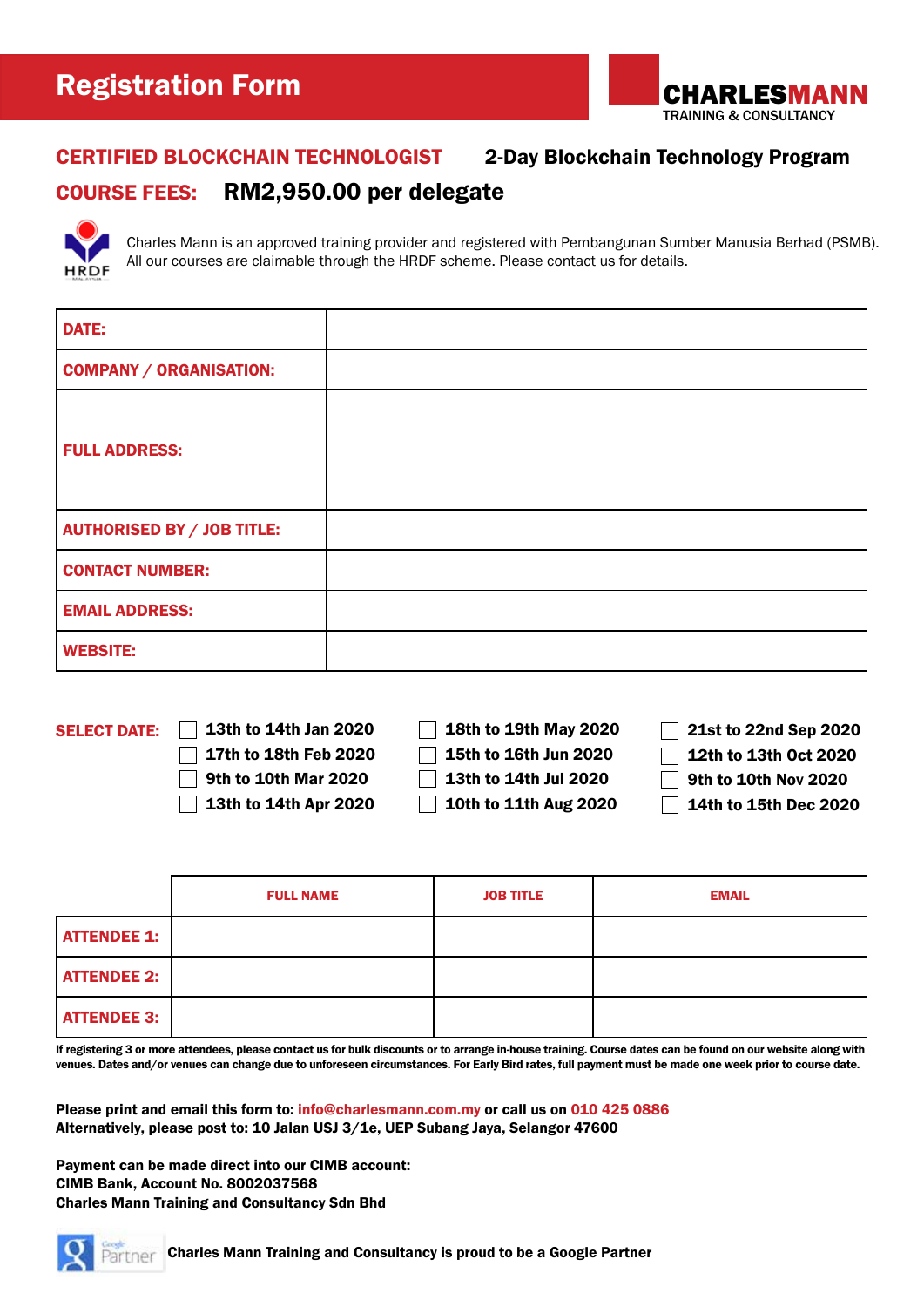# Registration Form

**CHARLESMANN**
TRAINING & CONSULTANCY

## CERTIFIED BLOCKCHAIN TECHNOLOGIST 2-Day Blockchain Technology Program

## COURSE FEES: RM2,950.00 per delegate

HRDF

Charles Mann is an approved training provider and registered with Pembangunan Sumber Manusia Berhad (PSMB). All our courses are claimable through the HRDF scheme. Please contact us for details.

| | |
|---|---|
| **DATE:** | |
| **COMPANY / ORGANISATION:** | |
| **FULL ADDRESS:** | |
| **AUTHORISED BY / JOB TITLE:** | |
| **CONTACT NUMBER:** | |
| **EMAIL ADDRESS:** | |
| **WEBSITE:** | |

**SELECT DATE:**

- ☐ 13th to 14th Jan 2020
- ☐ 17th to 18th Feb 2020
- ☐ 9th to 10th Mar 2020
- ☐ 13th to 14th Apr 2020
- ☐ 18th to 19th May 2020
- ☐ 15th to 16th Jun 2020
- ☐ 13th to 14th Jul 2020
- ☐ 10th to 11th Aug 2020
- ☐ 21st to 22nd Sep 2020
- ☐ 12th to 13th Oct 2020
- ☐ 9th to 10th Nov 2020
- ☐ 14th to 15th Dec 2020

| | FULL NAME | JOB TITLE | EMAIL |
|---|---|---|---|
| **ATTENDEE 1:** | | | |
| **ATTENDEE 2:** | | | |
| **ATTENDEE 3:** | | | |

**If registering 3 or more attendees, please contact us for bulk discounts or to arrange in-house training. Course dates can be found on our website along with venues. Dates and/or venues can change due to unforeseen circumstances. For Early Bird rates, full payment must be made one week prior to course date.**

**Please print and email this form to: info@charlesmann.com.my or call us on 010 425 0886**
**Alternatively, please post to: 10 Jalan USJ 3/1e, UEP Subang Jaya, Selangor 47600**

**Payment can be made direct into our CIMB account:**
**CIMB Bank, Account No. 8002037568**
**Charles Mann Training and Consultancy Sdn Bhd**

Google Partner **Charles Mann Training and Consultancy is proud to be a Google Partner**